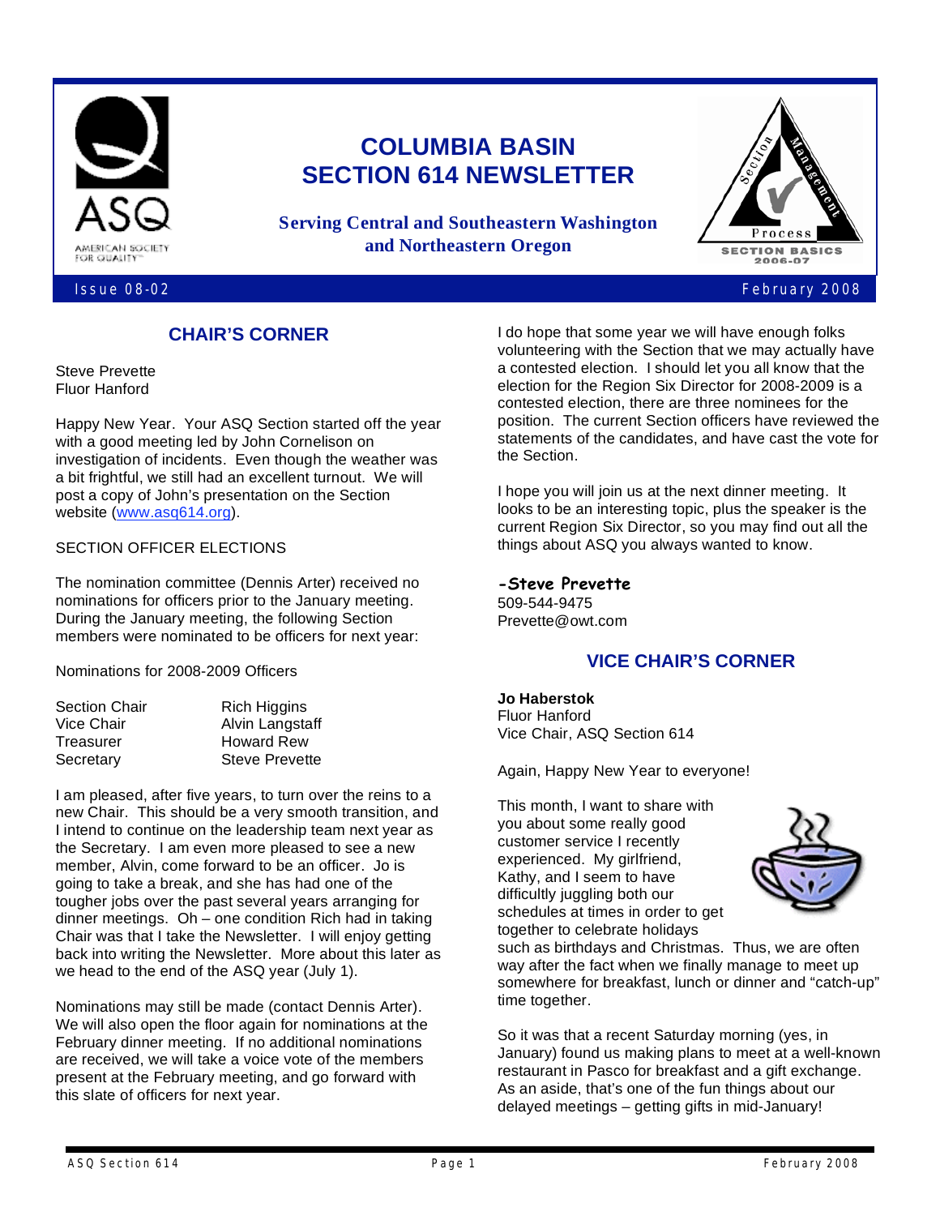# COLUMBIA BASIN SECTION 614 NEWSLETTER

**Serving Central and Southeastern Washington and Northeastern Oregon**

Issue 08-02 February 2008

## CHAIR'S CORNER

Steve Prevette
Fluor Hanford

Happy New Year. Your ASQ Section started off the year with a good meeting led by John Cornelison on investigation of incidents. Even though the weather was a bit frightful, we still had an excellent turnout. We will post a copy of John's presentation on the Section website (www.asq614.org).

SECTION OFFICER ELECTIONS

The nomination committee (Dennis Arter) received no nominations for officers prior to the January meeting. During the January meeting, the following Section members were nominated to be officers for next year:

Nominations for 2008-2009 Officers

| | |
|---|---|
| Section Chair | Rich Higgins |
| Vice Chair | Alvin Langstaff |
| Treasurer | Howard Rew |
| Secretary | Steve Prevette |

I am pleased, after five years, to turn over the reins to a new Chair. This should be a very smooth transition, and I intend to continue on the leadership team next year as the Secretary. I am even more pleased to see a new member, Alvin, come forward to be an officer. Jo is going to take a break, and she has had one of the tougher jobs over the past several years arranging for dinner meetings. Oh – one condition Rich had in taking Chair was that I take the Newsletter. I will enjoy getting back into writing the Newsletter. More about this later as we head to the end of the ASQ year (July 1).

Nominations may still be made (contact Dennis Arter). We will also open the floor again for nominations at the February dinner meeting. If no additional nominations are received, we will take a voice vote of the members present at the February meeting, and go forward with this slate of officers for next year.

I do hope that some year we will have enough folks volunteering with the Section that we may actually have a contested election. I should let you all know that the election for the Region Six Director for 2008-2009 is a contested election, there are three nominees for the position. The current Section officers have reviewed the statements of the candidates, and have cast the vote for the Section.

I hope you will join us at the next dinner meeting. It looks to be an interesting topic, plus the speaker is the current Region Six Director, so you may find out all the things about ASQ you always wanted to know.

**-Steve Prevette**
509-544-9475
Prevette@owt.com

## VICE CHAIR'S CORNER

**Jo Haberstok**
Fluor Hanford
Vice Chair, ASQ Section 614

Again, Happy New Year to everyone!

This month, I want to share with you about some really good customer service I recently experienced. My girlfriend, Kathy, and I seem to have difficultly juggling both our schedules at times in order to get together to celebrate holidays such as birthdays and Christmas. Thus, we are often way after the fact when we finally manage to meet up somewhere for breakfast, lunch or dinner and "catch-up" time together.

So it was that a recent Saturday morning (yes, in January) found us making plans to meet at a well-known restaurant in Pasco for breakfast and a gift exchange. As an aside, that's one of the fun things about our delayed meetings – getting gifts in mid-January!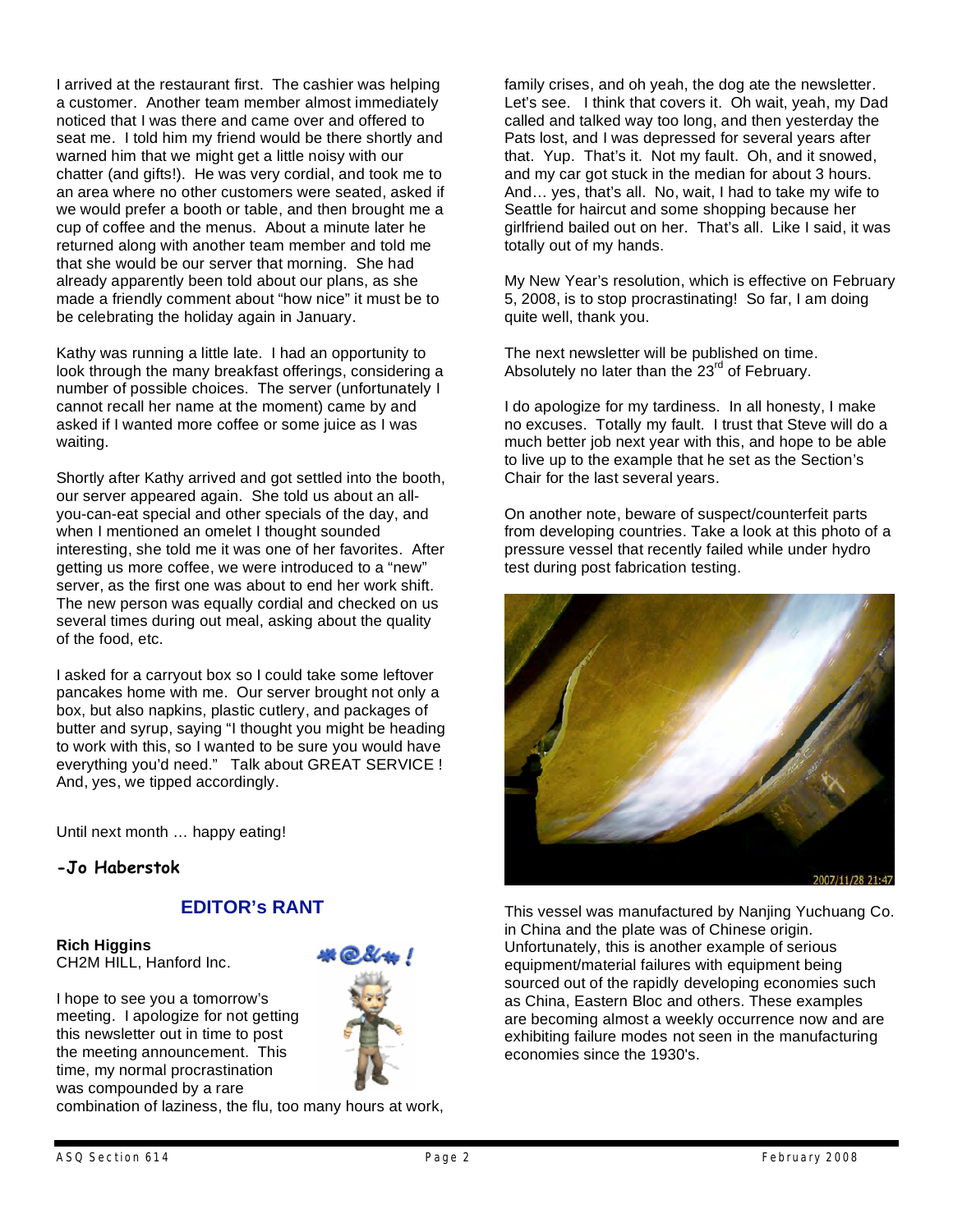I arrived at the restaurant first. The cashier was helping a customer. Another team member almost immediately noticed that I was there and came over and offered to seat me. I told him my friend would be there shortly and warned him that we might get a little noisy with our chatter (and gifts!). He was very cordial, and took me to an area where no other customers were seated, asked if we would prefer a booth or table, and then brought me a cup of coffee and the menus. About a minute later he returned along with another team member and told me that she would be our server that morning. She had already apparently been told about our plans, as she made a friendly comment about "how nice" it must be to be celebrating the holiday again in January.

Kathy was running a little late. I had an opportunity to look through the many breakfast offerings, considering a number of possible choices. The server (unfortunately I cannot recall her name at the moment) came by and asked if I wanted more coffee or some juice as I was waiting.

Shortly after Kathy arrived and got settled into the booth, our server appeared again. She told us about an all-you-can-eat special and other specials of the day, and when I mentioned an omelet I thought sounded interesting, she told me it was one of her favorites. After getting us more coffee, we were introduced to a "new" server, as the first one was about to end her work shift. The new person was equally cordial and checked on us several times during out meal, asking about the quality of the food, etc.

I asked for a carryout box so I could take some leftover pancakes home with me. Our server brought not only a box, but also napkins, plastic cutlery, and packages of butter and syrup, saying "I thought you might be heading to work with this, so I wanted to be sure you would have everything you'd need." Talk about GREAT SERVICE ! And, yes, we tipped accordingly.

Until next month … happy eating!

**-Jo Haberstok**

## EDITOR's RANT

**Rich Higgins**
CH2M HILL, Hanford Inc.

I hope to see you a tomorrow's meeting. I apologize for not getting this newsletter out in time to post the meeting announcement. This time, my normal procrastination was compounded by a rare combination of laziness, the flu, too many hours at work, family crises, and oh yeah, the dog ate the newsletter. Let's see. I think that covers it. Oh wait, yeah, my Dad called and talked way too long, and then yesterday the Pats lost, and I was depressed for several years after that. Yup. That's it. Not my fault. Oh, and it snowed, and my car got stuck in the median for about 3 hours. And… yes, that's all. No, wait, I had to take my wife to Seattle for haircut and some shopping because her girlfriend bailed out on her. That's all. Like I said, it was totally out of my hands.

My New Year's resolution, which is effective on February 5, 2008, is to stop procrastinating! So far, I am doing quite well, thank you.

The next newsletter will be published on time. Absolutely no later than the 23rd of February.

I do apologize for my tardiness. In all honesty, I make no excuses. Totally my fault. I trust that Steve will do a much better job next year with this, and hope to be able to live up to the example that he set as the Section's Chair for the last several years.

On another note, beware of suspect/counterfeit parts from developing countries. Take a look at this photo of a pressure vessel that recently failed while under hydro test during post fabrication testing.

This vessel was manufactured by Nanjing Yuchuang Co. in China and the plate was of Chinese origin. Unfortunately, this is another example of serious equipment/material failures with equipment being sourced out of the rapidly developing economies such as China, Eastern Bloc and others. These examples are becoming almost a weekly occurrence now and are exhibiting failure modes not seen in the manufacturing economies since the 1930's.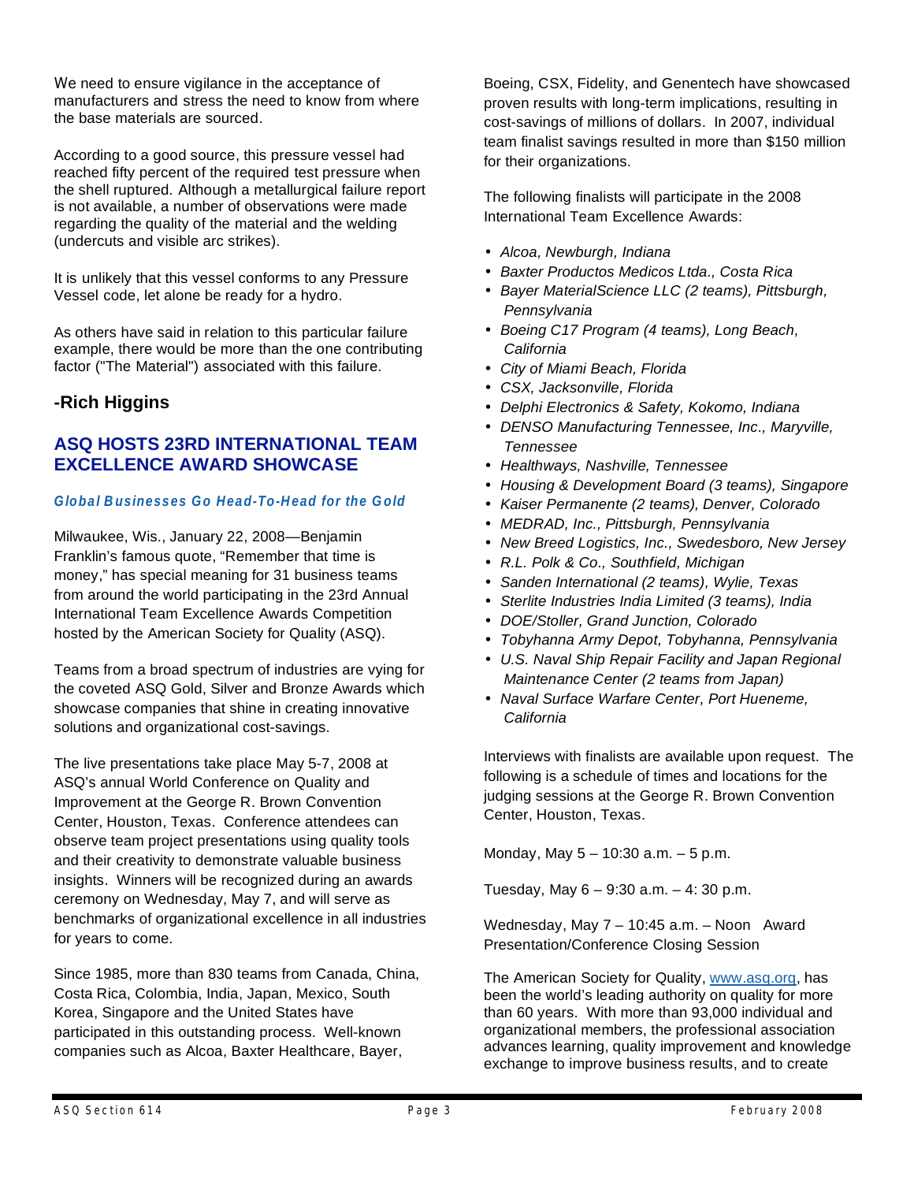We need to ensure vigilance in the acceptance of manufacturers and stress the need to know from where the base materials are sourced.

According to a good source, this pressure vessel had reached fifty percent of the required test pressure when the shell ruptured. Although a metallurgical failure report is not available, a number of observations were made regarding the quality of the material and the welding (undercuts and visible arc strikes).

It is unlikely that this vessel conforms to any Pressure Vessel code, let alone be ready for a hydro.

As others have said in relation to this particular failure example, there would be more than the one contributing factor ("The Material") associated with this failure.

### -Rich Higgins

## ASQ HOSTS 23RD INTERNATIONAL TEAM EXCELLENCE AWARD SHOWCASE

***Global Businesses Go Head-To-Head for the Gold***

Milwaukee, Wis., January 22, 2008—Benjamin Franklin's famous quote, "Remember that time is money," has special meaning for 31 business teams from around the world participating in the 23rd Annual International Team Excellence Awards Competition hosted by the American Society for Quality (ASQ).

Teams from a broad spectrum of industries are vying for the coveted ASQ Gold, Silver and Bronze Awards which showcase companies that shine in creating innovative solutions and organizational cost-savings.

The live presentations take place May 5-7, 2008 at ASQ's annual World Conference on Quality and Improvement at the George R. Brown Convention Center, Houston, Texas. Conference attendees can observe team project presentations using quality tools and their creativity to demonstrate valuable business insights. Winners will be recognized during an awards ceremony on Wednesday, May 7, and will serve as benchmarks of organizational excellence in all industries for years to come.

Since 1985, more than 830 teams from Canada, China, Costa Rica, Colombia, India, Japan, Mexico, South Korea, Singapore and the United States have participated in this outstanding process. Well-known companies such as Alcoa, Baxter Healthcare, Bayer, Boeing, CSX, Fidelity, and Genentech have showcased proven results with long-term implications, resulting in cost-savings of millions of dollars. In 2007, individual team finalist savings resulted in more than $150 million for their organizations.

The following finalists will participate in the 2008 International Team Excellence Awards:

- *Alcoa, Newburgh, Indiana*
- *Baxter Productos Medicos Ltda., Costa Rica*
- *Bayer MaterialScience LLC (2 teams), Pittsburgh, Pennsylvania*
- *Boeing C17 Program (4 teams), Long Beach, California*
- *City of Miami Beach, Florida*
- *CSX, Jacksonville, Florida*
- *Delphi Electronics & Safety, Kokomo, Indiana*
- *DENSO Manufacturing Tennessee, Inc., Maryville, Tennessee*
- *Healthways, Nashville, Tennessee*
- *Housing & Development Board (3 teams), Singapore*
- *Kaiser Permanente (2 teams), Denver, Colorado*
- *MEDRAD, Inc., Pittsburgh, Pennsylvania*
- *New Breed Logistics, Inc., Swedesboro, New Jersey*
- *R.L. Polk & Co., Southfield, Michigan*
- *Sanden International (2 teams), Wylie, Texas*
- *Sterlite Industries India Limited (3 teams), India*
- *DOE/Stoller, Grand Junction, Colorado*
- *Tobyhanna Army Depot, Tobyhanna, Pennsylvania*
- *U.S. Naval Ship Repair Facility and Japan Regional Maintenance Center (2 teams from Japan)*
- *Naval Surface Warfare Center, Port Hueneme, California*

Interviews with finalists are available upon request. The following is a schedule of times and locations for the judging sessions at the George R. Brown Convention Center, Houston, Texas.

Monday, May 5 – 10:30 a.m. – 5 p.m.

Tuesday, May 6 – 9:30 a.m. – 4: 30 p.m.

Wednesday, May 7 – 10:45 a.m. – Noon Award Presentation/Conference Closing Session

The American Society for Quality, www.asq.org, has been the world's leading authority on quality for more than 60 years. With more than 93,000 individual and organizational members, the professional association advances learning, quality improvement and knowledge exchange to improve business results, and to create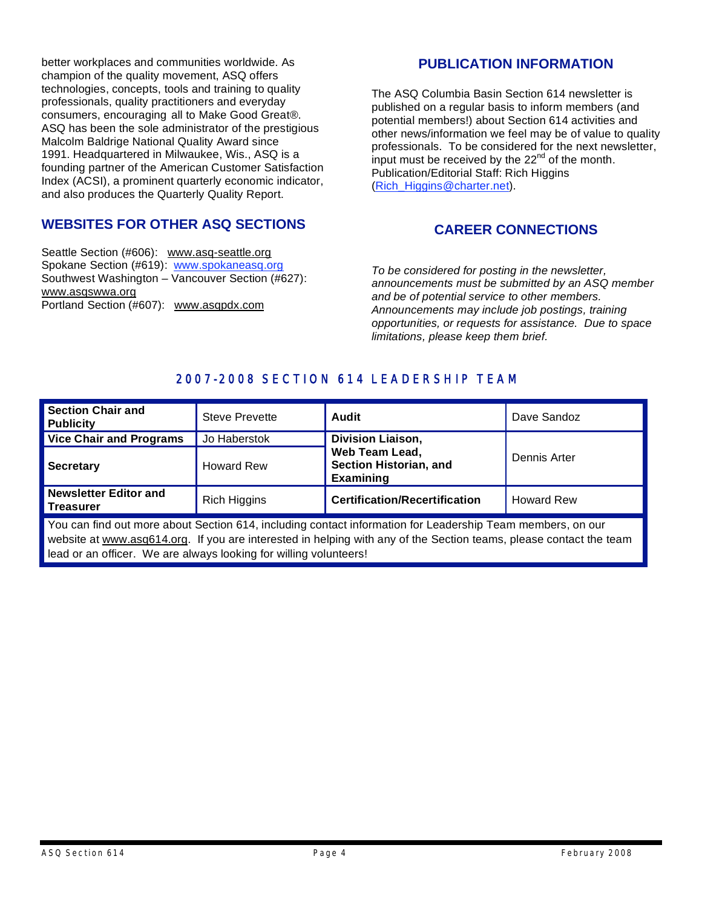better workplaces and communities worldwide. As champion of the quality movement, ASQ offers technologies, concepts, tools and training to quality professionals, quality practitioners and everyday consumers, encouraging all to Make Good Great®. ASQ has been the sole administrator of the prestigious Malcolm Baldrige National Quality Award since 1991. Headquartered in Milwaukee, Wis., ASQ is a founding partner of the American Customer Satisfaction Index (ACSI), a prominent quarterly economic indicator, and also produces the Quarterly Quality Report.

## WEBSITES FOR OTHER ASQ SECTIONS

Seattle Section (#606): www.asq-seattle.org
Spokane Section (#619): www.spokaneasq.org
Southwest Washington – Vancouver Section (#627): www.asqswwa.org
Portland Section (#607): www.asqpdx.com

## PUBLICATION INFORMATION

The ASQ Columbia Basin Section 614 newsletter is published on a regular basis to inform members (and potential members!) about Section 614 activities and other news/information we feel may be of value to quality professionals. To be considered for the next newsletter, input must be received by the 22nd of the month. Publication/Editorial Staff: Rich Higgins (Rich_Higgins@charter.net).

## CAREER CONNECTIONS

*To be considered for posting in the newsletter, announcements must be submitted by an ASQ member and be of potential service to other members. Announcements may include job postings, training opportunities, or requests for assistance. Due to space limitations, please keep them brief.*

## 2007-2008 SECTION 614 LEADERSHIP TEAM

| | | | |
|---|---|---|---|
| **Section Chair and Publicity** | Steve Prevette | **Audit** | Dave Sandoz |
| **Vice Chair and Programs** | Jo Haberstok | **Division Liaison, Web Team Lead, Section Historian, and Examining** | Dennis Arter |
| **Secretary** | Howard Rew | | |
| **Newsletter Editor and Treasurer** | Rich Higgins | **Certification/Recertification** | Howard Rew |

You can find out more about Section 614, including contact information for Leadership Team members, on our website at www.asq614.org. If you are interested in helping with any of the Section teams, please contact the team lead or an officer. We are always looking for willing volunteers!